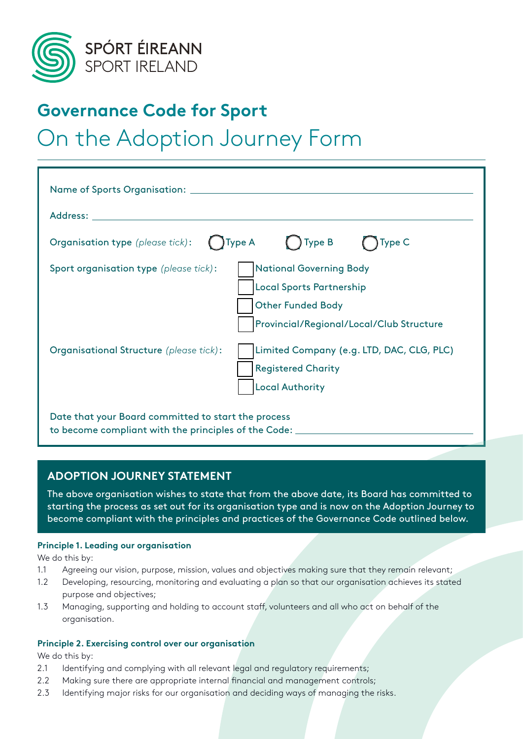SPÓRT ÉIREANN
SPORT IRELAND

# Governance Code for Sport

## On the Adoption Journey Form

Name of Sports Organisation: ______________________________

Address: ______________________________

Organisation type *(please tick)*: ◯ Type A ◯ Type B ◯ Type C

Sport organisation type *(please tick)*:
- ☐ National Governing Body
- ☐ Local Sports Partnership
- ☐ Other Funded Body
- ☐ Provincial/Regional/Local/Club Structure

Organisational Structure *(please tick)*:
- ☐ Limited Company (e.g. LTD, DAC, CLG, PLC)
- ☐ Registered Charity
- ☐ Local Authority

Date that your Board committed to start the process to become compliant with the principles of the Code: ______________________________

### ADOPTION JOURNEY STATEMENT

The above organisation wishes to state that from the above date, its Board has committed to starting the process as set out for its organisation type and is now on the Adoption Journey to become compliant with the principles and practices of the Governance Code outlined below.

**Principle 1. Leading our organisation**

We do this by:

1.1 Agreeing our vision, purpose, mission, values and objectives making sure that they remain relevant;

1.2 Developing, resourcing, monitoring and evaluating a plan so that our organisation achieves its stated purpose and objectives;

1.3 Managing, supporting and holding to account staff, volunteers and all who act on behalf of the organisation.

**Principle 2. Exercising control over our organisation**

We do this by:

2.1 Identifying and complying with all relevant legal and regulatory requirements;

2.2 Making sure there are appropriate internal financial and management controls;

2.3 Identifying major risks for our organisation and deciding ways of managing the risks.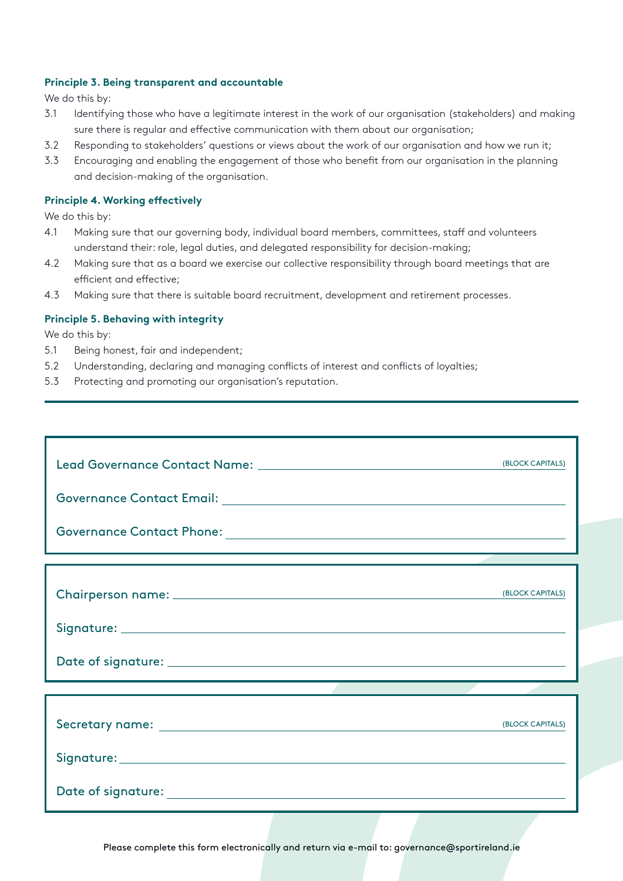**Principle 3. Being transparent and accountable**

We do this by:

3.1 Identifying those who have a legitimate interest in the work of our organisation (stakeholders) and making sure there is regular and effective communication with them about our organisation;

3.2 Responding to stakeholders' questions or views about the work of our organisation and how we run it;

3.3 Encouraging and enabling the engagement of those who benefit from our organisation in the planning and decision-making of the organisation.

**Principle 4. Working effectively**

We do this by:

4.1 Making sure that our governing body, individual board members, committees, staff and volunteers understand their: role, legal duties, and delegated responsibility for decision-making;

4.2 Making sure that as a board we exercise our collective responsibility through board meetings that are efficient and effective;

4.3 Making sure that there is suitable board recruitment, development and retirement processes.

**Principle 5. Behaving with integrity**

We do this by:

5.1 Being honest, fair and independent;

5.2 Understanding, declaring and managing conflicts of interest and conflicts of loyalties;

5.3 Protecting and promoting our organisation's reputation.

---

Lead Governance Contact Name: ______________________ (BLOCK CAPITALS)

Governance Contact Email: ______________________

Governance Contact Phone: ______________________

Chairperson name: ______________________ (BLOCK CAPITALS)

Signature: ______________________

Date of signature: ______________________

Secretary name: ______________________ (BLOCK CAPITALS)

Signature: ______________________

Date of signature: ______________________

Please complete this form electronically and return via e-mail to: governance@sportireland.ie